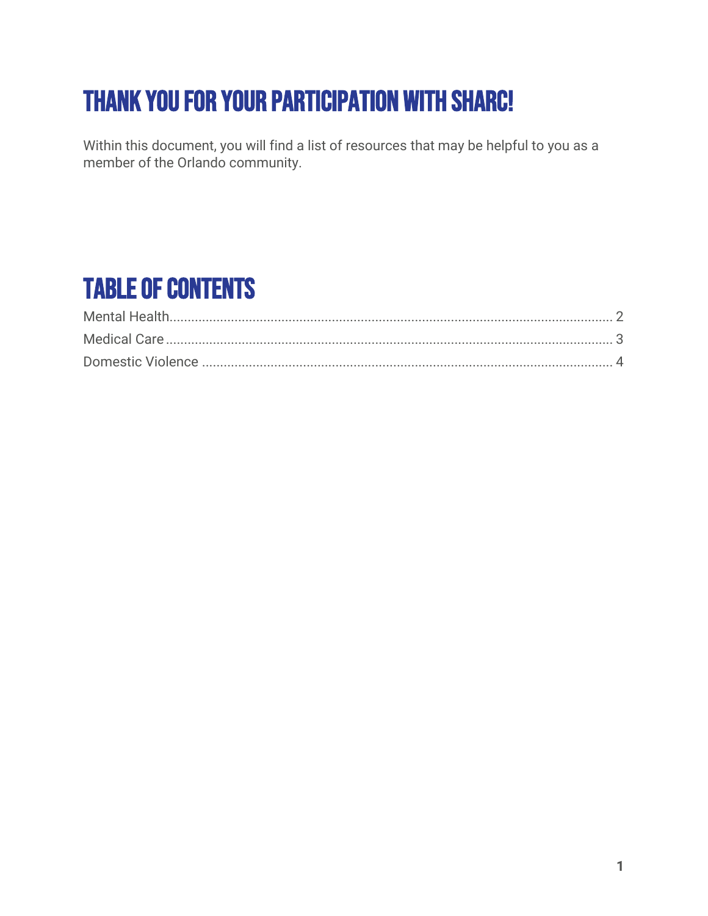# THANK YOU FOR YOUR PARTICIPATION WITH SHARC!

Within this document, you will find a list of resources that may be helpful to you as a member of the Orlando community.

# TABLE OF CONTENTS

Mental Health........................................................................................................................ 2

Medical Care.......................................................................................................................... 3

Domestic Violence ................................................................................................................ 4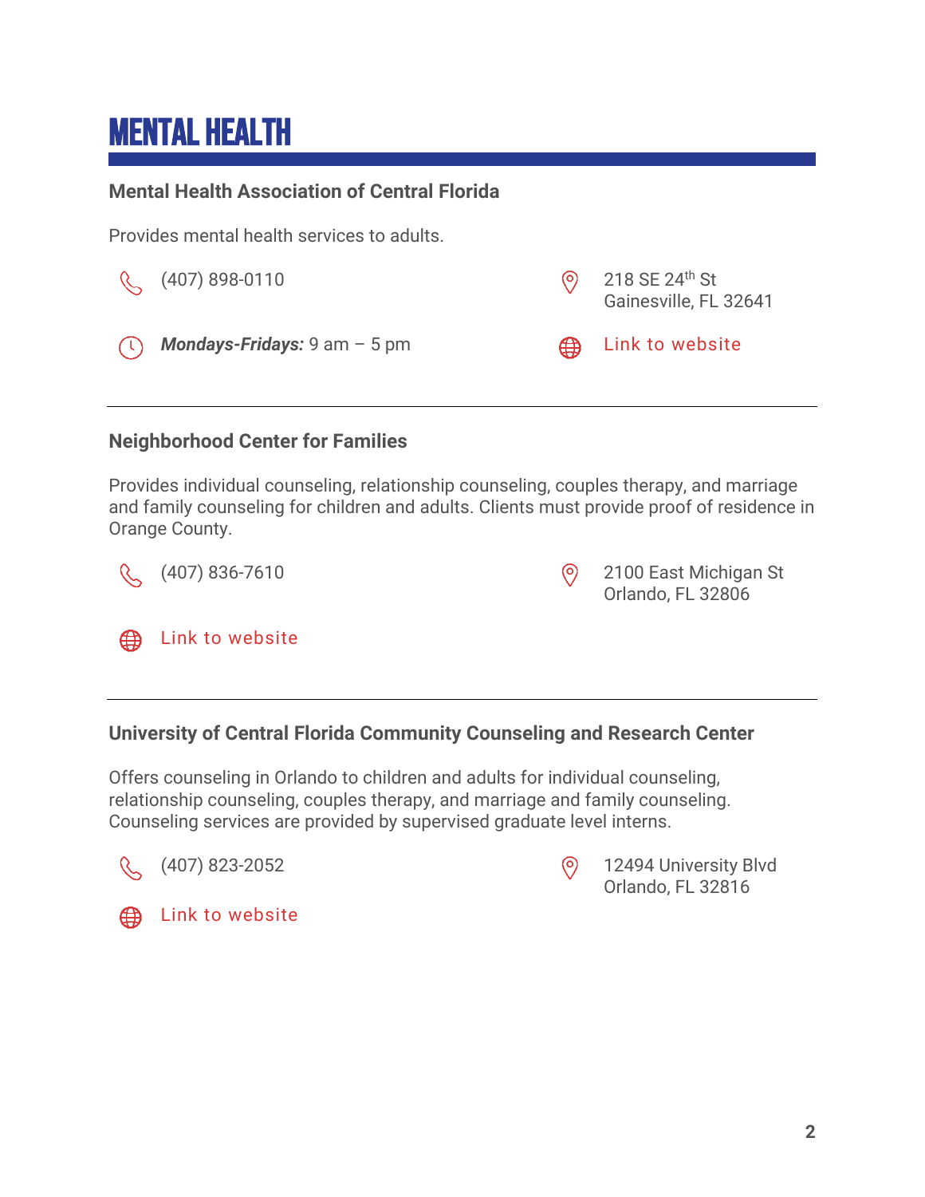# MENTAL HEALTH

### Mental Health Association of Central Florida

Provides mental health services to adults.

(407) 898-0110

218 SE 24th St
Gainesville, FL 32641

***Mondays-Fridays:*** 9 am – 5 pm

Link to website

---

### Neighborhood Center for Families

Provides individual counseling, relationship counseling, couples therapy, and marriage and family counseling for children and adults. Clients must provide proof of residence in Orange County.

(407) 836-7610

2100 East Michigan St
Orlando, FL 32806

Link to website

---

### University of Central Florida Community Counseling and Research Center

Offers counseling in Orlando to children and adults for individual counseling, relationship counseling, couples therapy, and marriage and family counseling. Counseling services are provided by supervised graduate level interns.

(407) 823-2052

12494 University Blvd
Orlando, FL 32816

Link to website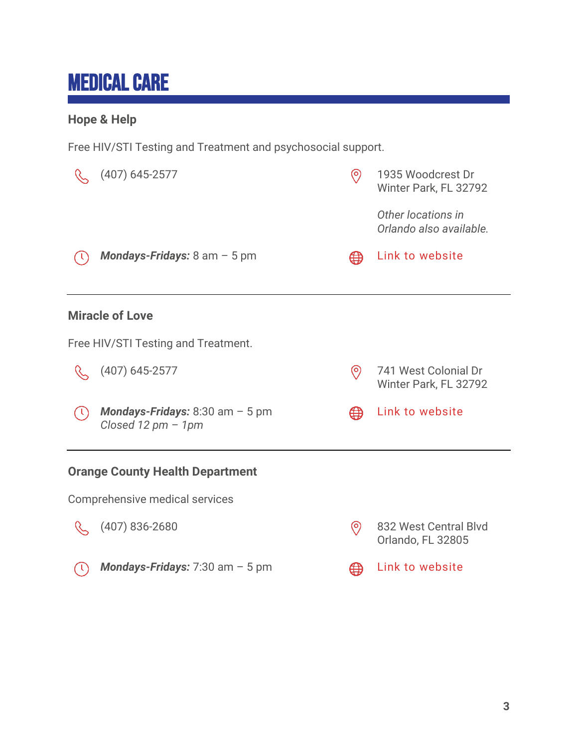# MEDICAL CARE

### Hope & Help

Free HIV/STI Testing and Treatment and psychosocial support.

(407) 645-2577

1935 Woodcrest Dr
Winter Park, FL 32792

*Other locations in Orlando also available.*

***Mondays-Fridays:*** 8 am – 5 pm

Link to website

---

### Miracle of Love

Free HIV/STI Testing and Treatment.

(407) 645-2577

741 West Colonial Dr
Winter Park, FL 32792

***Mondays-Fridays:*** 8:30 am – 5 pm
*Closed 12 pm – 1pm*

Link to website

---

### Orange County Health Department

Comprehensive medical services

(407) 836-2680

832 West Central Blvd
Orlando, FL 32805

***Mondays-Fridays:*** 7:30 am – 5 pm

Link to website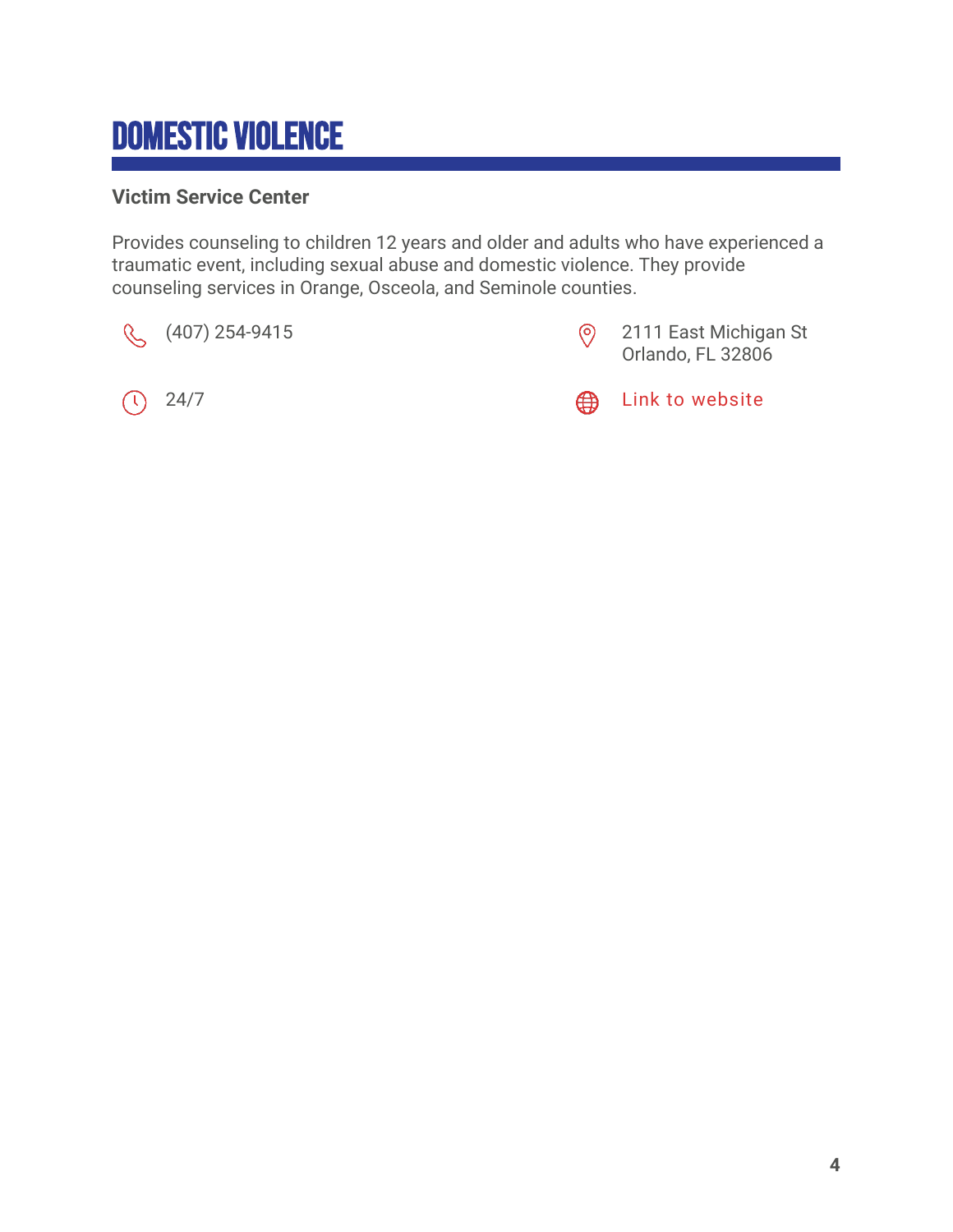# DOMESTIC VIOLENCE

**Victim Service Center**

Provides counseling to children 12 years and older and adults who have experienced a traumatic event, including sexual abuse and domestic violence. They provide counseling services in Orange, Osceola, and Seminole counties.

(407) 254-9415

2111 East Michigan St
Orlando, FL 32806

24/7

Link to website